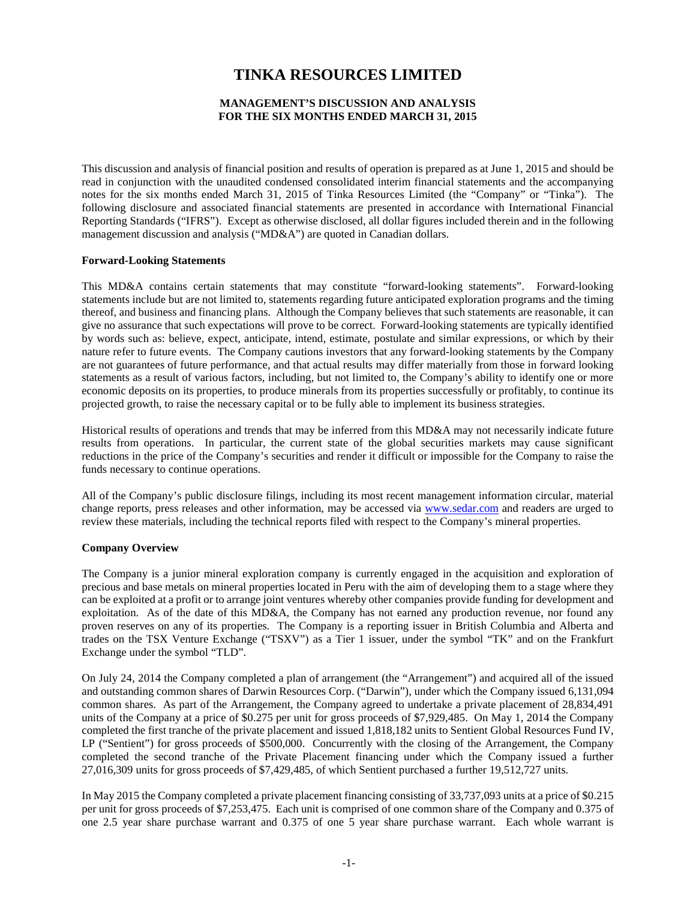# TINKA RESOURCES LIMITED

**MANAGEMENT'S DISCUSSION AND ANALYSIS**
**FOR THE SIX MONTHS ENDED MARCH 31, 2015**

This discussion and analysis of financial position and results of operation is prepared as at June 1, 2015 and should be read in conjunction with the unaudited condensed consolidated interim financial statements and the accompanying notes for the six months ended March 31, 2015 of Tinka Resources Limited (the "Company" or "Tinka"). The following disclosure and associated financial statements are presented in accordance with International Financial Reporting Standards ("IFRS"). Except as otherwise disclosed, all dollar figures included therein and in the following management discussion and analysis ("MD&A") are quoted in Canadian dollars.

**Forward-Looking Statements**

This MD&A contains certain statements that may constitute "forward-looking statements". Forward-looking statements include but are not limited to, statements regarding future anticipated exploration programs and the timing thereof, and business and financing plans. Although the Company believes that such statements are reasonable, it can give no assurance that such expectations will prove to be correct. Forward-looking statements are typically identified by words such as: believe, expect, anticipate, intend, estimate, postulate and similar expressions, or which by their nature refer to future events. The Company cautions investors that any forward-looking statements by the Company are not guarantees of future performance, and that actual results may differ materially from those in forward looking statements as a result of various factors, including, but not limited to, the Company's ability to identify one or more economic deposits on its properties, to produce minerals from its properties successfully or profitably, to continue its projected growth, to raise the necessary capital or to be fully able to implement its business strategies.

Historical results of operations and trends that may be inferred from this MD&A may not necessarily indicate future results from operations. In particular, the current state of the global securities markets may cause significant reductions in the price of the Company's securities and render it difficult or impossible for the Company to raise the funds necessary to continue operations.

All of the Company's public disclosure filings, including its most recent management information circular, material change reports, press releases and other information, may be accessed via www.sedar.com and readers are urged to review these materials, including the technical reports filed with respect to the Company's mineral properties.

**Company Overview**

The Company is a junior mineral exploration company is currently engaged in the acquisition and exploration of precious and base metals on mineral properties located in Peru with the aim of developing them to a stage where they can be exploited at a profit or to arrange joint ventures whereby other companies provide funding for development and exploitation. As of the date of this MD&A, the Company has not earned any production revenue, nor found any proven reserves on any of its properties. The Company is a reporting issuer in British Columbia and Alberta and trades on the TSX Venture Exchange ("TSXV") as a Tier 1 issuer, under the symbol "TK" and on the Frankfurt Exchange under the symbol "TLD".

On July 24, 2014 the Company completed a plan of arrangement (the "Arrangement") and acquired all of the issued and outstanding common shares of Darwin Resources Corp. ("Darwin"), under which the Company issued 6,131,094 common shares. As part of the Arrangement, the Company agreed to undertake a private placement of 28,834,491 units of the Company at a price of $0.275 per unit for gross proceeds of $7,929,485. On May 1, 2014 the Company completed the first tranche of the private placement and issued 1,818,182 units to Sentient Global Resources Fund IV, LP ("Sentient") for gross proceeds of $500,000. Concurrently with the closing of the Arrangement, the Company completed the second tranche of the Private Placement financing under which the Company issued a further 27,016,309 units for gross proceeds of $7,429,485, of which Sentient purchased a further 19,512,727 units.

In May 2015 the Company completed a private placement financing consisting of 33,737,093 units at a price of $0.215 per unit for gross proceeds of $7,253,475. Each unit is comprised of one common share of the Company and 0.375 of one 2.5 year share purchase warrant and 0.375 of one 5 year share purchase warrant. Each whole warrant is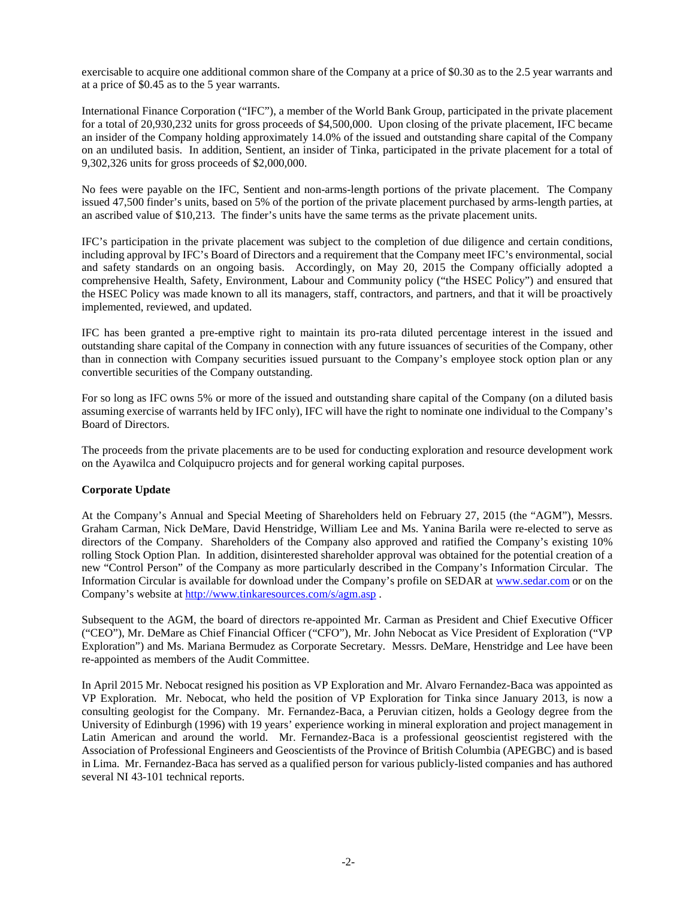exercisable to acquire one additional common share of the Company at a price of $0.30 as to the 2.5 year warrants and at a price of $0.45 as to the 5 year warrants.

International Finance Corporation ("IFC"), a member of the World Bank Group, participated in the private placement for a total of 20,930,232 units for gross proceeds of $4,500,000. Upon closing of the private placement, IFC became an insider of the Company holding approximately 14.0% of the issued and outstanding share capital of the Company on an undiluted basis. In addition, Sentient, an insider of Tinka, participated in the private placement for a total of 9,302,326 units for gross proceeds of $2,000,000.

No fees were payable on the IFC, Sentient and non-arms-length portions of the private placement. The Company issued 47,500 finder's units, based on 5% of the portion of the private placement purchased by arms-length parties, at an ascribed value of $10,213. The finder's units have the same terms as the private placement units.

IFC's participation in the private placement was subject to the completion of due diligence and certain conditions, including approval by IFC's Board of Directors and a requirement that the Company meet IFC's environmental, social and safety standards on an ongoing basis. Accordingly, on May 20, 2015 the Company officially adopted a comprehensive Health, Safety, Environment, Labour and Community policy ("the HSEC Policy") and ensured that the HSEC Policy was made known to all its managers, staff, contractors, and partners, and that it will be proactively implemented, reviewed, and updated.

IFC has been granted a pre-emptive right to maintain its pro-rata diluted percentage interest in the issued and outstanding share capital of the Company in connection with any future issuances of securities of the Company, other than in connection with Company securities issued pursuant to the Company's employee stock option plan or any convertible securities of the Company outstanding.

For so long as IFC owns 5% or more of the issued and outstanding share capital of the Company (on a diluted basis assuming exercise of warrants held by IFC only), IFC will have the right to nominate one individual to the Company's Board of Directors.

The proceeds from the private placements are to be used for conducting exploration and resource development work on the Ayawilca and Colquipucro projects and for general working capital purposes.

**Corporate Update**

At the Company's Annual and Special Meeting of Shareholders held on February 27, 2015 (the "AGM"), Messrs. Graham Carman, Nick DeMare, David Henstridge, William Lee and Ms. Yanina Barila were re-elected to serve as directors of the Company. Shareholders of the Company also approved and ratified the Company's existing 10% rolling Stock Option Plan. In addition, disinterested shareholder approval was obtained for the potential creation of a new "Control Person" of the Company as more particularly described in the Company's Information Circular. The Information Circular is available for download under the Company's profile on SEDAR at www.sedar.com or on the Company's website at http://www.tinkaresources.com/s/agm.asp .

Subsequent to the AGM, the board of directors re-appointed Mr. Carman as President and Chief Executive Officer ("CEO"), Mr. DeMare as Chief Financial Officer ("CFO"), Mr. John Nebocat as Vice President of Exploration ("VP Exploration") and Ms. Mariana Bermudez as Corporate Secretary. Messrs. DeMare, Henstridge and Lee have been re-appointed as members of the Audit Committee.

In April 2015 Mr. Nebocat resigned his position as VP Exploration and Mr. Alvaro Fernandez-Baca was appointed as VP Exploration. Mr. Nebocat, who held the position of VP Exploration for Tinka since January 2013, is now a consulting geologist for the Company. Mr. Fernandez-Baca, a Peruvian citizen, holds a Geology degree from the University of Edinburgh (1996) with 19 years' experience working in mineral exploration and project management in Latin American and around the world. Mr. Fernandez-Baca is a professional geoscientist registered with the Association of Professional Engineers and Geoscientists of the Province of British Columbia (APEGBC) and is based in Lima. Mr. Fernandez-Baca has served as a qualified person for various publicly-listed companies and has authored several NI 43-101 technical reports.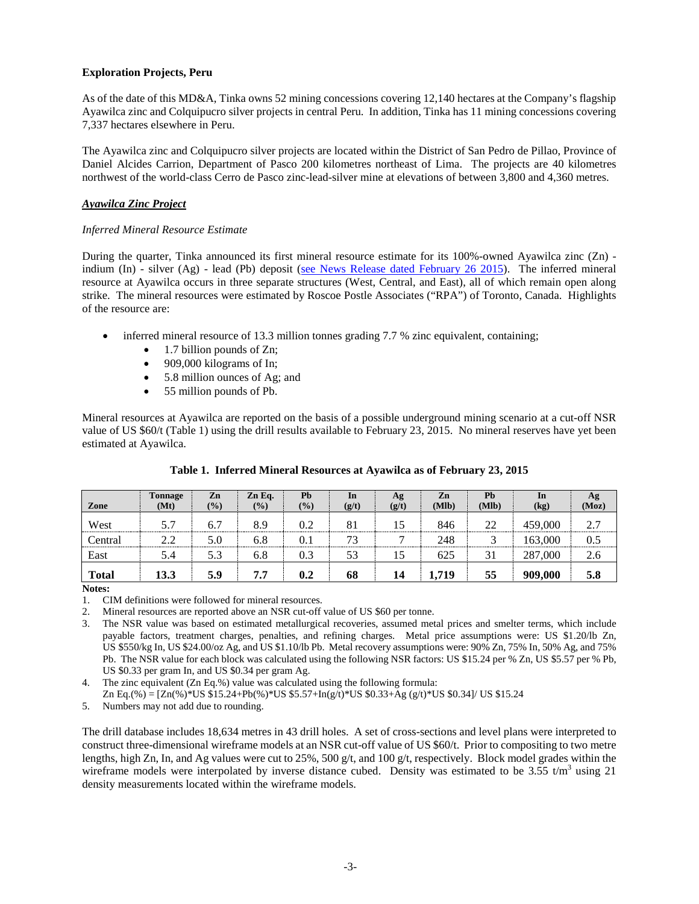## Exploration Projects, Peru

As of the date of this MD&A, Tinka owns 52 mining concessions covering 12,140 hectares at the Company's flagship Ayawilca zinc and Colquipucro silver projects in central Peru. In addition, Tinka has 11 mining concessions covering 7,337 hectares elsewhere in Peru.

The Ayawilca zinc and Colquipucro silver projects are located within the District of San Pedro de Pillao, Province of Daniel Alcides Carrion, Department of Pasco 200 kilometres northeast of Lima. The projects are 40 kilometres northwest of the world-class Cerro de Pasco zinc-lead-silver mine at elevations of between 3,800 and 4,360 metres.

### ***Ayawilca Zinc Project***

*Inferred Mineral Resource Estimate*

During the quarter, Tinka announced its first mineral resource estimate for its 100%-owned Ayawilca zinc (Zn) - indium (In) - silver (Ag) - lead (Pb) deposit (see News Release dated February 26 2015). The inferred mineral resource at Ayawilca occurs in three separate structures (West, Central, and East), all of which remain open along strike. The mineral resources were estimated by Roscoe Postle Associates ("RPA") of Toronto, Canada. Highlights of the resource are:

- inferred mineral resource of 13.3 million tonnes grading 7.7 % zinc equivalent, containing;
    - 1.7 billion pounds of Zn;
    - 909,000 kilograms of In;
    - 5.8 million ounces of Ag; and
    - 55 million pounds of Pb.

Mineral resources at Ayawilca are reported on the basis of a possible underground mining scenario at a cut-off NSR value of US $60/t (Table 1) using the drill results available to February 23, 2015. No mineral reserves have yet been estimated at Ayawilca.

**Table 1. Inferred Mineral Resources at Ayawilca as of February 23, 2015**

| Zone | Tonnage (Mt) | Zn (%) | Zn Eq. (%) | Pb (%) | In (g/t) | Ag (g/t) | Zn (Mlb) | Pb (Mlb) | In (kg) | Ag (Moz) |
|---|---|---|---|---|---|---|---|---|---|---|
| West | 5.7 | 6.7 | 8.9 | 0.2 | 81 | 15 | 846 | 22 | 459,000 | 2.7 |
| Central | 2.2 | 5.0 | 6.8 | 0.1 | 73 | 7 | 248 | 3 | 163,000 | 0.5 |
| East | 5.4 | 5.3 | 6.8 | 0.3 | 53 | 15 | 625 | 31 | 287,000 | 2.6 |
| **Total** | **13.3** | **5.9** | **7.7** | **0.2** | **68** | **14** | **1,719** | **55** | **909,000** | **5.8** |

**Notes:**

1. CIM definitions were followed for mineral resources.
2. Mineral resources are reported above an NSR cut-off value of US $60 per tonne.
3. The NSR value was based on estimated metallurgical recoveries, assumed metal prices and smelter terms, which include payable factors, treatment charges, penalties, and refining charges. Metal price assumptions were: US $1.20/lb Zn, US $550/kg In, US $24.00/oz Ag, and US $1.10/lb Pb. Metal recovery assumptions were: 90% Zn, 75% In, 50% Ag, and 75% Pb. The NSR value for each block was calculated using the following NSR factors: US $15.24 per % Zn, US $5.57 per % Pb, US $0.33 per gram In, and US $0.34 per gram Ag.
4. The zinc equivalent (Zn Eq.%) value was calculated using the following formula:
   Zn Eq.(%) = [Zn(%)*US $15.24+Pb(%)*US $5.57+In(g/t)*US $0.33+Ag (g/t)*US $0.34]/ US $15.24
5. Numbers may not add due to rounding.

The drill database includes 18,634 metres in 43 drill holes. A set of cross-sections and level plans were interpreted to construct three-dimensional wireframe models at an NSR cut-off value of US $60/t. Prior to compositing to two metre lengths, high Zn, In, and Ag values were cut to 25%, 500 g/t, and 100 g/t, respectively. Block model grades within the wireframe models were interpolated by inverse distance cubed. Density was estimated to be 3.55 t/m$^3$ using 21 density measurements located within the wireframe models.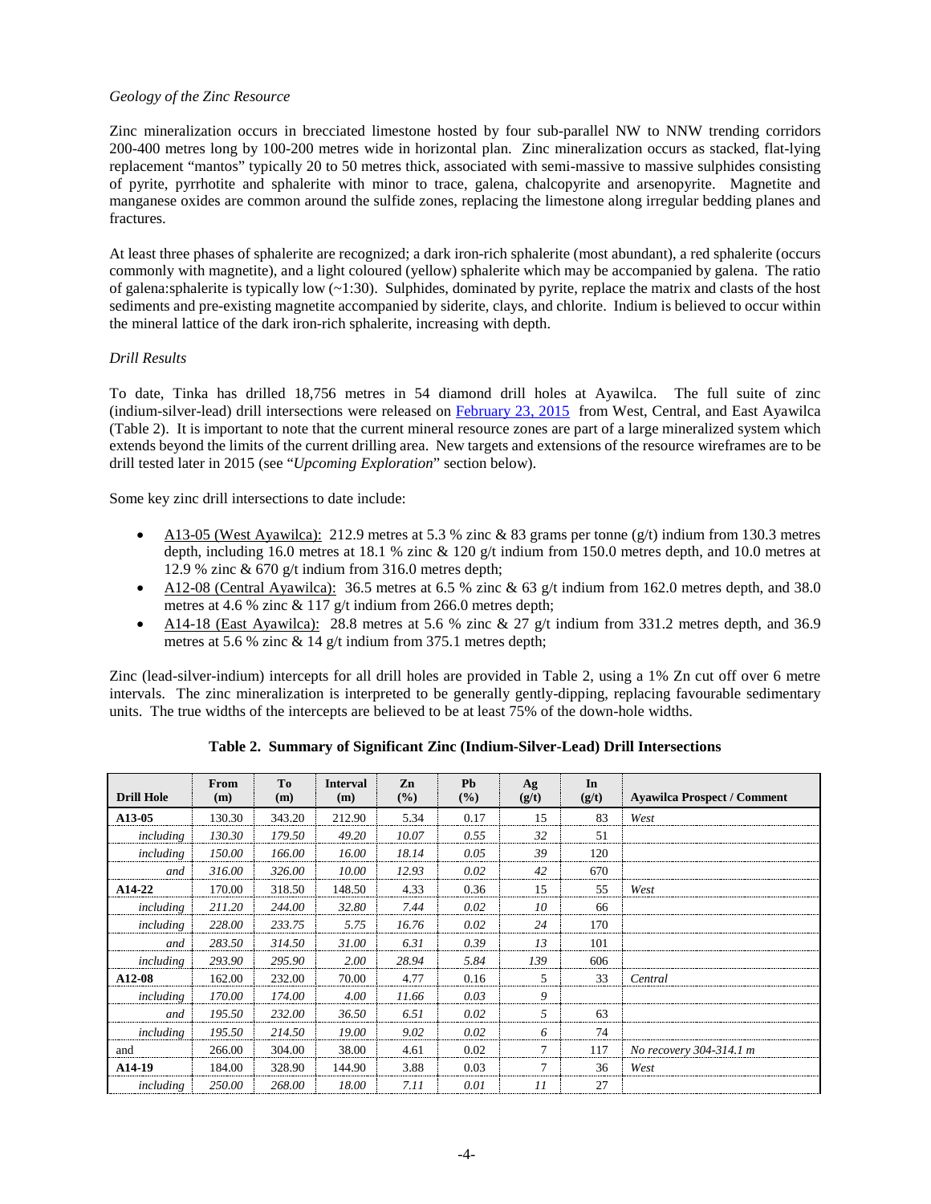*Geology of the Zinc Resource*

Zinc mineralization occurs in brecciated limestone hosted by four sub-parallel NW to NNW trending corridors 200-400 metres long by 100-200 metres wide in horizontal plan. Zinc mineralization occurs as stacked, flat-lying replacement "mantos" typically 20 to 50 metres thick, associated with semi-massive to massive sulphides consisting of pyrite, pyrrhotite and sphalerite with minor to trace, galena, chalcopyrite and arsenopyrite. Magnetite and manganese oxides are common around the sulfide zones, replacing the limestone along irregular bedding planes and fractures.

At least three phases of sphalerite are recognized; a dark iron-rich sphalerite (most abundant), a red sphalerite (occurs commonly with magnetite), and a light coloured (yellow) sphalerite which may be accompanied by galena. The ratio of galena:sphalerite is typically low (~1:30). Sulphides, dominated by pyrite, replace the matrix and clasts of the host sediments and pre-existing magnetite accompanied by siderite, clays, and chlorite. Indium is believed to occur within the mineral lattice of the dark iron-rich sphalerite, increasing with depth.

*Drill Results*

To date, Tinka has drilled 18,756 metres in 54 diamond drill holes at Ayawilca. The full suite of zinc (indium-silver-lead) drill intersections were released on February 23, 2015 from West, Central, and East Ayawilca (Table 2). It is important to note that the current mineral resource zones are part of a large mineralized system which extends beyond the limits of the current drilling area. New targets and extensions of the resource wireframes are to be drill tested later in 2015 (see "*Upcoming Exploration*" section below).

Some key zinc drill intersections to date include:

- A13-05 (West Ayawilca): 212.9 metres at 5.3 % zinc & 83 grams per tonne (g/t) indium from 130.3 metres depth, including 16.0 metres at 18.1 % zinc & 120 g/t indium from 150.0 metres depth, and 10.0 metres at 12.9 % zinc & 670 g/t indium from 316.0 metres depth;
- A12-08 (Central Ayawilca): 36.5 metres at 6.5 % zinc & 63 g/t indium from 162.0 metres depth, and 38.0 metres at 4.6 % zinc & 117 g/t indium from 266.0 metres depth;
- A14-18 (East Ayawilca): 28.8 metres at 5.6 % zinc & 27 g/t indium from 331.2 metres depth, and 36.9 metres at 5.6 % zinc & 14 g/t indium from 375.1 metres depth;

Zinc (lead-silver-indium) intercepts for all drill holes are provided in Table 2, using a 1% Zn cut off over 6 metre intervals. The zinc mineralization is interpreted to be generally gently-dipping, replacing favourable sedimentary units. The true widths of the intercepts are believed to be at least 75% of the down-hole widths.

**Table 2. Summary of Significant Zinc (Indium-Silver-Lead) Drill Intersections**

| Drill Hole | From (m) | To (m) | Interval (m) | Zn (%) | Pb (%) | Ag (g/t) | In (g/t) | Ayawilca Prospect / Comment |
|---|---|---|---|---|---|---|---|---|
| **A13-05** | 130.30 | 343.20 | 212.90 | 5.34 | 0.17 | 15 | 83 | *West* |
| *including* | *130.30* | *179.50* | *49.20* | *10.07* | *0.55* | *32* | 51 | |
| *including* | *150.00* | *166.00* | *16.00* | *18.14* | *0.05* | *39* | 120 | |
| *and* | *316.00* | *326.00* | *10.00* | *12.93* | *0.02* | *42* | 670 | |
| **A14-22** | 170.00 | 318.50 | 148.50 | 4.33 | 0.36 | 15 | 55 | *West* |
| *including* | *211.20* | *244.00* | *32.80* | *7.44* | *0.02* | *10* | 66 | |
| *including* | *228.00* | *233.75* | *5.75* | *16.76* | *0.02* | *24* | 170 | |
| *and* | *283.50* | *314.50* | *31.00* | *6.31* | *0.39* | *13* | 101 | |
| *including* | *293.90* | *295.90* | *2.00* | *28.94* | *5.84* | *139* | 606 | |
| **A12-08** | 162.00 | 232.00 | 70.00 | 4.77 | 0.16 | 5 | 33 | *Central* |
| *including* | *170.00* | *174.00* | *4.00* | *11.66* | *0.03* | *9* | | |
| *and* | *195.50* | *232.00* | *36.50* | *6.51* | *0.02* | *5* | 63 | |
| *including* | *195.50* | *214.50* | *19.00* | *9.02* | *0.02* | *6* | 74 | |
| and | 266.00 | 304.00 | 38.00 | 4.61 | 0.02 | 7 | 117 | *No recovery 304-314.1 m* |
| **A14-19** | 184.00 | 328.90 | 144.90 | 3.88 | 0.03 | 7 | 36 | *West* |
| *including* | *250.00* | *268.00* | *18.00* | *7.11* | *0.01* | *11* | 27 | |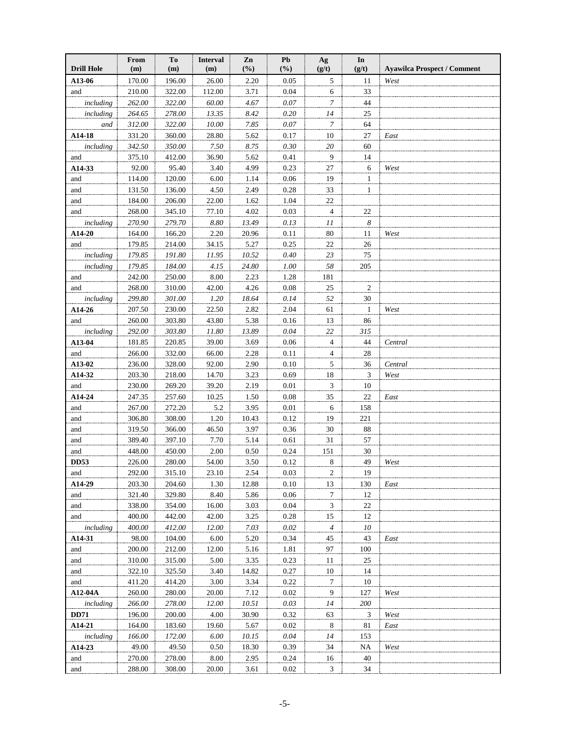| Drill Hole | From (m) | To (m) | Interval (m) | Zn (%) | Pb (%) | Ag (g/t) | In (g/t) | Ayawilca Prospect / Comment |
|---|---|---|---|---|---|---|---|---|
| **A13-06** | 170.00 | 196.00 | 26.00 | 2.20 | 0.05 | 5 | 11 | *West* |
| and | 210.00 | 322.00 | 112.00 | 3.71 | 0.04 | 6 | 33 | |
| *including* | *262.00* | *322.00* | *60.00* | *4.67* | *0.07* | *7* | 44 | |
| *including* | *264.65* | *278.00* | *13.35* | *8.42* | *0.20* | *14* | 25 | |
| *and* | *312.00* | *322.00* | *10.00* | *7.85* | *0.07* | *7* | 64 | |
| **A14-18** | 331.20 | 360.00 | 28.80 | 5.62 | 0.17 | 10 | 27 | *East* |
| *including* | *342.50* | *350.00* | *7.50* | *8.75* | *0.30* | *20* | 60 | |
| and | 375.10 | 412.00 | 36.90 | 5.62 | 0.41 | 9 | 14 | |
| **A14-33** | 92.00 | 95.40 | 3.40 | 4.99 | 0.23 | 27 | 6 | *West* |
| and | 114.00 | 120.00 | 6.00 | 1.14 | 0.06 | 19 | 1 | |
| and | 131.50 | 136.00 | 4.50 | 2.49 | 0.28 | 33 | 1 | |
| and | 184.00 | 206.00 | 22.00 | 1.62 | 1.04 | 22 | | |
| and | 268.00 | 345.10 | 77.10 | 4.02 | 0.03 | 4 | 22 | |
| *including* | *270.90* | *279.70* | *8.80* | *13.49* | *0.13* | *11* | *8* | |
| **A14-20** | 164.00 | 166.20 | 2.20 | 20.96 | 0.11 | 80 | 11 | *West* |
| and | 179.85 | 214.00 | 34.15 | 5.27 | 0.25 | 22 | 26 | |
| *including* | *179.85* | *191.80* | *11.95* | *10.52* | *0.40* | *23* | 75 | |
| *including* | *179.85* | *184.00* | *4.15* | *24.80* | *1.00* | *58* | 205 | |
| and | 242.00 | 250.00 | 8.00 | 2.23 | 1.28 | 181 | | |
| and | 268.00 | 310.00 | 42.00 | 4.26 | 0.08 | 25 | 2 | |
| *including* | *299.80* | *301.00* | *1.20* | *18.64* | *0.14* | *52* | 30 | |
| **A14-26** | 207.50 | 230.00 | 22.50 | 2.82 | 2.04 | 61 | 1 | *West* |
| and | 260.00 | 303.80 | 43.80 | 5.38 | 0.16 | 13 | 86 | |
| *including* | *292.00* | *303.80* | *11.80* | *13.89* | *0.04* | *22* | *315* | |
| **A13-04** | 181.85 | 220.85 | 39.00 | 3.69 | 0.06 | 4 | 44 | *Central* |
| and | 266.00 | 332.00 | 66.00 | 2.28 | 0.11 | 4 | 28 | |
| **A13-02** | 236.00 | 328.00 | 92.00 | 2.90 | 0.10 | 5 | 36 | *Central* |
| **A14-32** | 203.30 | 218.00 | 14.70 | 3.23 | 0.69 | 18 | 3 | *West* |
| and | 230.00 | 269.20 | 39.20 | 2.19 | 0.01 | 3 | 10 | |
| **A14-24** | 247.35 | 257.60 | 10.25 | 1.50 | 0.08 | 35 | 22 | *East* |
| and | 267.00 | 272.20 | 5.2 | 3.95 | 0.01 | 6 | 158 | |
| and | 306.80 | 308.00 | 1.20 | 10.43 | 0.12 | 19 | 221 | |
| and | 319.50 | 366.00 | 46.50 | 3.97 | 0.36 | 30 | 88 | |
| and | 389.40 | 397.10 | 7.70 | 5.14 | 0.61 | 31 | 57 | |
| and | 448.00 | 450.00 | 2.00 | 0.50 | 0.24 | 151 | 30 | |
| **DD53** | 226.00 | 280.00 | 54.00 | 3.50 | 0.12 | 8 | 49 | *West* |
| and | 292.00 | 315.10 | 23.10 | 2.54 | 0.03 | 2 | 19 | |
| **A14-29** | 203.30 | 204.60 | 1.30 | 12.88 | 0.10 | 13 | 130 | *East* |
| and | 321.40 | 329.80 | 8.40 | 5.86 | 0.06 | 7 | 12 | |
| and | 338.00 | 354.00 | 16.00 | 3.03 | 0.04 | 3 | 22 | |
| and | 400.00 | 442.00 | 42.00 | 3.25 | 0.28 | 15 | 12 | |
| *including* | *400.00* | *412.00* | *12.00* | *7.03* | *0.02* | *4* | *10* | |
| **A14-31** | 98.00 | 104.00 | 6.00 | 5.20 | 0.34 | 45 | 43 | *East* |
| and | 200.00 | 212.00 | 12.00 | 5.16 | 1.81 | 97 | 100 | |
| and | 310.00 | 315.00 | 5.00 | 3.35 | 0.23 | 11 | 25 | |
| and | 322.10 | 325.50 | 3.40 | 14.82 | 0.27 | 10 | 14 | |
| and | 411.20 | 414.20 | 3.00 | 3.34 | 0.22 | 7 | 10 | |
| **A12-04A** | 260.00 | 280.00 | 20.00 | 7.12 | 0.02 | 9 | 127 | *West* |
| *including* | *266.00* | *278.00* | *12.00* | *10.51* | *0.03* | *14* | *200* | |
| **DD71** | 196.00 | 200.00 | 4.00 | 30.90 | 0.32 | 63 | 3 | *West* |
| **A14-21** | 164.00 | 183.60 | 19.60 | 5.67 | 0.02 | 8 | 81 | *East* |
| *including* | *166.00* | *172.00* | *6.00* | *10.15* | *0.04* | *14* | 153 | |
| **A14-23** | 49.00 | 49.50 | 0.50 | 18.30 | 0.39 | 34 | NA | *West* |
| and | 270.00 | 278.00 | 8.00 | 2.95 | 0.24 | 16 | 40 | |
| and | 288.00 | 308.00 | 20.00 | 3.61 | 0.02 | 3 | 34 | |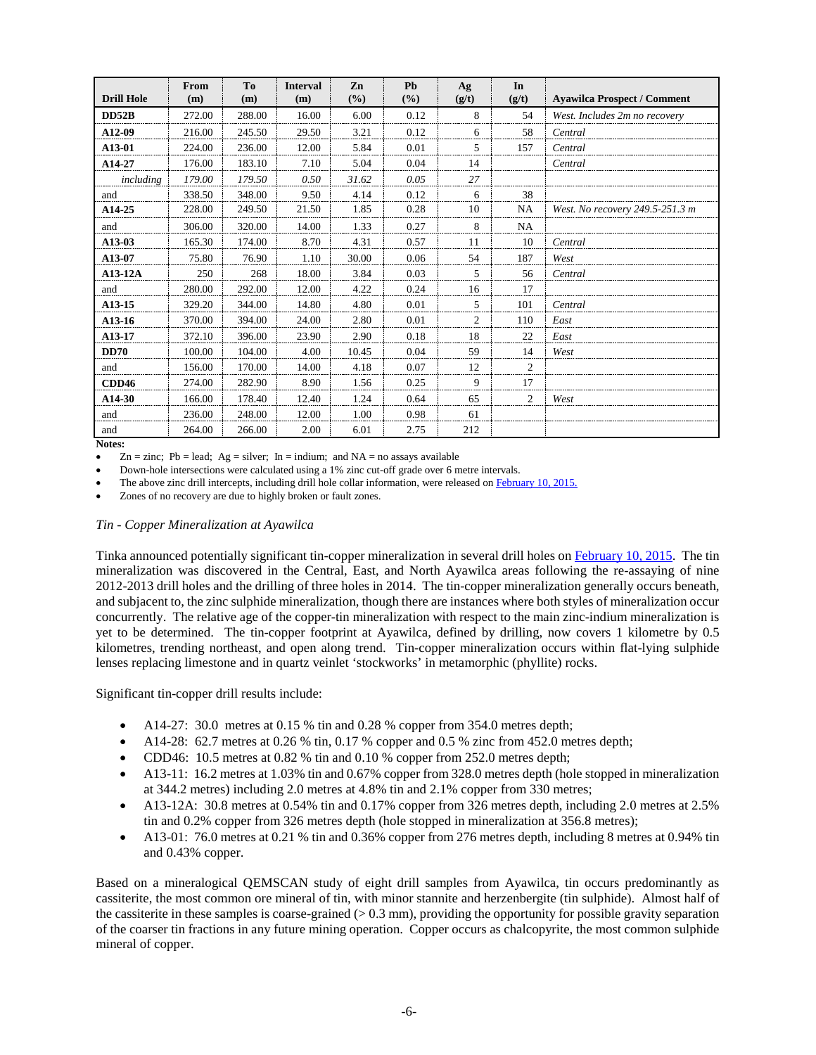| Drill Hole | From (m) | To (m) | Interval (m) | Zn (%) | Pb (%) | Ag (g/t) | In (g/t) | Ayawilca Prospect / Comment |
|---|---|---|---|---|---|---|---|---|
| **DD52B** | 272.00 | 288.00 | 16.00 | 6.00 | 0.12 | 8 | 54 | *West. Includes 2m no recovery* |
| **A12-09** | 216.00 | 245.50 | 29.50 | 3.21 | 0.12 | 6 | 58 | *Central* |
| **A13-01** | 224.00 | 236.00 | 12.00 | 5.84 | 0.01 | 5 | 157 | *Central* |
| **A14-27** | 176.00 | 183.10 | 7.10 | 5.04 | 0.04 | 14 | | *Central* |
| *including* | *179.00* | *179.50* | *0.50* | *31.62* | *0.05* | *27* | | |
| and | 338.50 | 348.00 | 9.50 | 4.14 | 0.12 | 6 | 38 | |
| **A14-25** | 228.00 | 249.50 | 21.50 | 1.85 | 0.28 | 10 | NA | *West. No recovery 249.5-251.3 m* |
| and | 306.00 | 320.00 | 14.00 | 1.33 | 0.27 | 8 | NA | |
| **A13-03** | 165.30 | 174.00 | 8.70 | 4.31 | 0.57 | 11 | 10 | *Central* |
| **A13-07** | 75.80 | 76.90 | 1.10 | 30.00 | 0.06 | 54 | 187 | *West* |
| **A13-12A** | 250 | 268 | 18.00 | 3.84 | 0.03 | 5 | 56 | *Central* |
| and | 280.00 | 292.00 | 12.00 | 4.22 | 0.24 | 16 | 17 | |
| **A13-15** | 329.20 | 344.00 | 14.80 | 4.80 | 0.01 | 5 | 101 | *Central* |
| **A13-16** | 370.00 | 394.00 | 24.00 | 2.80 | 0.01 | 2 | 110 | *East* |
| **A13-17** | 372.10 | 396.00 | 23.90 | 2.90 | 0.18 | 18 | 22 | *East* |
| **DD70** | 100.00 | 104.00 | 4.00 | 10.45 | 0.04 | 59 | 14 | *West* |
| and | 156.00 | 170.00 | 14.00 | 4.18 | 0.07 | 12 | 2 | |
| **CDD46** | 274.00 | 282.90 | 8.90 | 1.56 | 0.25 | 9 | 17 | |
| **A14-30** | 166.00 | 178.40 | 12.40 | 1.24 | 0.64 | 65 | 2 | *West* |
| and | 236.00 | 248.00 | 12.00 | 1.00 | 0.98 | 61 | | |
| and | 264.00 | 266.00 | 2.00 | 6.01 | 2.75 | 212 | | |

**Notes:**

- Zn = zinc; Pb = lead; Ag = silver; In = indium; and NA = no assays available
- Down-hole intersections were calculated using a 1% zinc cut-off grade over 6 metre intervals.
- The above zinc drill intercepts, including drill hole collar information, were released on February 10, 2015.
- Zones of no recovery are due to highly broken or fault zones.

*Tin - Copper Mineralization at Ayawilca*

Tinka announced potentially significant tin-copper mineralization in several drill holes on February 10, 2015. The tin mineralization was discovered in the Central, East, and North Ayawilca areas following the re-assaying of nine 2012-2013 drill holes and the drilling of three holes in 2014. The tin-copper mineralization generally occurs beneath, and subjacent to, the zinc sulphide mineralization, though there are instances where both styles of mineralization occur concurrently. The relative age of the copper-tin mineralization with respect to the main zinc-indium mineralization is yet to be determined. The tin-copper footprint at Ayawilca, defined by drilling, now covers 1 kilometre by 0.5 kilometres, trending northeast, and open along trend. Tin-copper mineralization occurs within flat-lying sulphide lenses replacing limestone and in quartz veinlet 'stockworks' in metamorphic (phyllite) rocks.

Significant tin-copper drill results include:

- A14-27: 30.0 metres at 0.15 % tin and 0.28 % copper from 354.0 metres depth;
- A14-28: 62.7 metres at 0.26 % tin, 0.17 % copper and 0.5 % zinc from 452.0 metres depth;
- CDD46: 10.5 metres at 0.82 % tin and 0.10 % copper from 252.0 metres depth;
- A13-11: 16.2 metres at 1.03% tin and 0.67% copper from 328.0 metres depth (hole stopped in mineralization at 344.2 metres) including 2.0 metres at 4.8% tin and 2.1% copper from 330 metres;
- A13-12A: 30.8 metres at 0.54% tin and 0.17% copper from 326 metres depth, including 2.0 metres at 2.5% tin and 0.2% copper from 326 metres depth (hole stopped in mineralization at 356.8 metres);
- A13-01: 76.0 metres at 0.21 % tin and 0.36% copper from 276 metres depth, including 8 metres at 0.94% tin and 0.43% copper.

Based on a mineralogical QEMSCAN study of eight drill samples from Ayawilca, tin occurs predominantly as cassiterite, the most common ore mineral of tin, with minor stannite and herzenbergite (tin sulphide). Almost half of the cassiterite in these samples is coarse-grained (> 0.3 mm), providing the opportunity for possible gravity separation of the coarser tin fractions in any future mining operation. Copper occurs as chalcopyrite, the most common sulphide mineral of copper.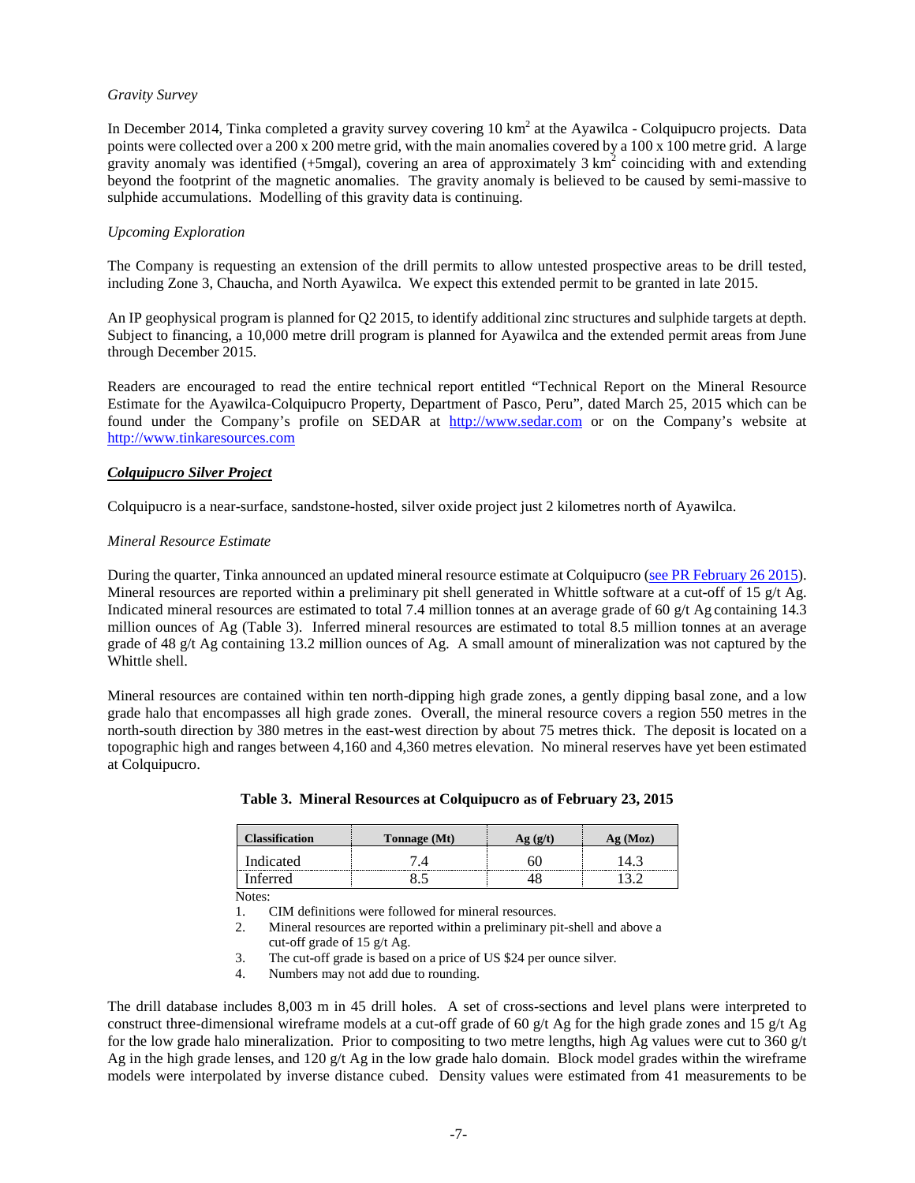*Gravity Survey*

In December 2014, Tinka completed a gravity survey covering 10 $km^2$ at the Ayawilca - Colquipucro projects. Data points were collected over a 200 x 200 metre grid, with the main anomalies covered by a 100 x 100 metre grid. A large gravity anomaly was identified (+5mgal), covering an area of approximately 3 $km^2$ coinciding with and extending beyond the footprint of the magnetic anomalies. The gravity anomaly is believed to be caused by semi-massive to sulphide accumulations. Modelling of this gravity data is continuing.

*Upcoming Exploration*

The Company is requesting an extension of the drill permits to allow untested prospective areas to be drill tested, including Zone 3, Chaucha, and North Ayawilca. We expect this extended permit to be granted in late 2015.

An IP geophysical program is planned for Q2 2015, to identify additional zinc structures and sulphide targets at depth. Subject to financing, a 10,000 metre drill program is planned for Ayawilca and the extended permit areas from June through December 2015.

Readers are encouraged to read the entire technical report entitled "Technical Report on the Mineral Resource Estimate for the Ayawilca-Colquipucro Property, Department of Pasco, Peru", dated March 25, 2015 which can be found under the Company's profile on SEDAR at http://www.sedar.com or on the Company's website at http://www.tinkaresources.com

***Colquipucro Silver Project***

Colquipucro is a near-surface, sandstone-hosted, silver oxide project just 2 kilometres north of Ayawilca.

*Mineral Resource Estimate*

During the quarter, Tinka announced an updated mineral resource estimate at Colquipucro (see PR February 26 2015). Mineral resources are reported within a preliminary pit shell generated in Whittle software at a cut-off of 15 g/t Ag. Indicated mineral resources are estimated to total 7.4 million tonnes at an average grade of 60 g/t Ag containing 14.3 million ounces of Ag (Table 3). Inferred mineral resources are estimated to total 8.5 million tonnes at an average grade of 48 g/t Ag containing 13.2 million ounces of Ag. A small amount of mineralization was not captured by the Whittle shell.

Mineral resources are contained within ten north-dipping high grade zones, a gently dipping basal zone, and a low grade halo that encompasses all high grade zones. Overall, the mineral resource covers a region 550 metres in the north-south direction by 380 metres in the east-west direction by about 75 metres thick. The deposit is located on a topographic high and ranges between 4,160 and 4,360 metres elevation. No mineral reserves have yet been estimated at Colquipucro.

**Table 3. Mineral Resources at Colquipucro as of February 23, 2015**

| Classification | Tonnage (Mt) | Ag (g/t) | Ag (Moz) |
|---|---|---|---|
| Indicated | 7.4 | 60 | 14.3 |
| Inferred | 8.5 | 48 | 13.2 |

Notes:

1. CIM definitions were followed for mineral resources.
2. Mineral resources are reported within a preliminary pit-shell and above a cut-off grade of 15 g/t Ag.
3. The cut-off grade is based on a price of US $24 per ounce silver.
4. Numbers may not add due to rounding.

The drill database includes 8,003 m in 45 drill holes. A set of cross-sections and level plans were interpreted to construct three-dimensional wireframe models at a cut-off grade of 60 g/t Ag for the high grade zones and 15 g/t Ag for the low grade halo mineralization. Prior to compositing to two metre lengths, high Ag values were cut to 360 g/t Ag in the high grade lenses, and 120 g/t Ag in the low grade halo domain. Block model grades within the wireframe models were interpolated by inverse distance cubed. Density values were estimated from 41 measurements to be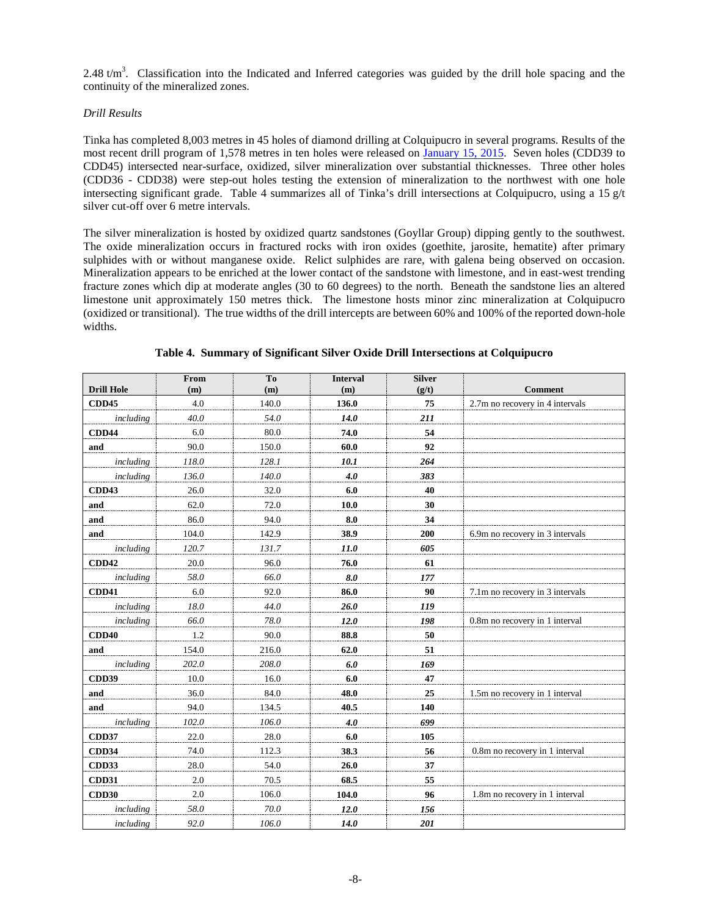2.48 t/m$^3$. Classification into the Indicated and Inferred categories was guided by the drill hole spacing and the continuity of the mineralized zones.

*Drill Results*

Tinka has completed 8,003 metres in 45 holes of diamond drilling at Colquipucro in several programs. Results of the most recent drill program of 1,578 metres in ten holes were released on January 15, 2015. Seven holes (CDD39 to CDD45) intersected near-surface, oxidized, silver mineralization over substantial thicknesses. Three other holes (CDD36 - CDD38) were step-out holes testing the extension of mineralization to the northwest with one hole intersecting significant grade. Table 4 summarizes all of Tinka's drill intersections at Colquipucro, using a 15 g/t silver cut-off over 6 metre intervals.

The silver mineralization is hosted by oxidized quartz sandstones (Goyllar Group) dipping gently to the southwest. The oxide mineralization occurs in fractured rocks with iron oxides (goethite, jarosite, hematite) after primary sulphides with or without manganese oxide. Relict sulphides are rare, with galena being observed on occasion. Mineralization appears to be enriched at the lower contact of the sandstone with limestone, and in east-west trending fracture zones which dip at moderate angles (30 to 60 degrees) to the north. Beneath the sandstone lies an altered limestone unit approximately 150 metres thick. The limestone hosts minor zinc mineralization at Colquipucro (oxidized or transitional). The true widths of the drill intercepts are between 60% and 100% of the reported down-hole widths.

**Table 4. Summary of Significant Silver Oxide Drill Intersections at Colquipucro**

| Drill Hole | From (m) | To (m) | Interval (m) | Silver (g/t) | Comment |
|---|---|---|---|---|---|
| **CDD45** | 4.0 | 140.0 | **136.0** | **75** | 2.7m no recovery in 4 intervals |
| *including* | *40.0* | *54.0* | ***14.0*** | ***211*** | |
| **CDD44** | 6.0 | 80.0 | **74.0** | **54** | |
| **and** | 90.0 | 150.0 | **60.0** | **92** | |
| *including* | *118.0* | *128.1* | ***10.1*** | ***264*** | |
| *including* | *136.0* | *140.0* | ***4.0*** | ***383*** | |
| **CDD43** | 26.0 | 32.0 | **6.0** | **40** | |
| **and** | 62.0 | 72.0 | **10.0** | **30** | |
| **and** | 86.0 | 94.0 | **8.0** | **34** | |
| **and** | 104.0 | 142.9 | **38.9** | **200** | 6.9m no recovery in 3 intervals |
| *including* | *120.7* | *131.7* | ***11.0*** | ***605*** | |
| **CDD42** | 20.0 | 96.0 | **76.0** | **61** | |
| *including* | *58.0* | *66.0* | ***8.0*** | ***177*** | |
| **CDD41** | 6.0 | 92.0 | **86.0** | **90** | 7.1m no recovery in 3 intervals |
| *including* | *18.0* | *44.0* | ***26.0*** | ***119*** | |
| *including* | *66.0* | *78.0* | ***12.0*** | ***198*** | 0.8m no recovery in 1 interval |
| **CDD40** | 1.2 | 90.0 | **88.8** | **50** | |
| **and** | 154.0 | 216.0 | **62.0** | **51** | |
| *including* | *202.0* | *208.0* | ***6.0*** | ***169*** | |
| **CDD39** | 10.0 | 16.0 | **6.0** | **47** | |
| **and** | 36.0 | 84.0 | **48.0** | **25** | 1.5m no recovery in 1 interval |
| **and** | 94.0 | 134.5 | **40.5** | **140** | |
| *including* | *102.0* | *106.0* | ***4.0*** | ***699*** | |
| **CDD37** | 22.0 | 28.0 | **6.0** | **105** | |
| **CDD34** | 74.0 | 112.3 | **38.3** | **56** | 0.8m no recovery in 1 interval |
| **CDD33** | 28.0 | 54.0 | **26.0** | **37** | |
| **CDD31** | 2.0 | 70.5 | **68.5** | **55** | |
| **CDD30** | 2.0 | 106.0 | **104.0** | **96** | 1.8m no recovery in 1 interval |
| *including* | *58.0* | *70.0* | ***12.0*** | ***156*** | |
| *including* | *92.0* | *106.0* | ***14.0*** | ***201*** | |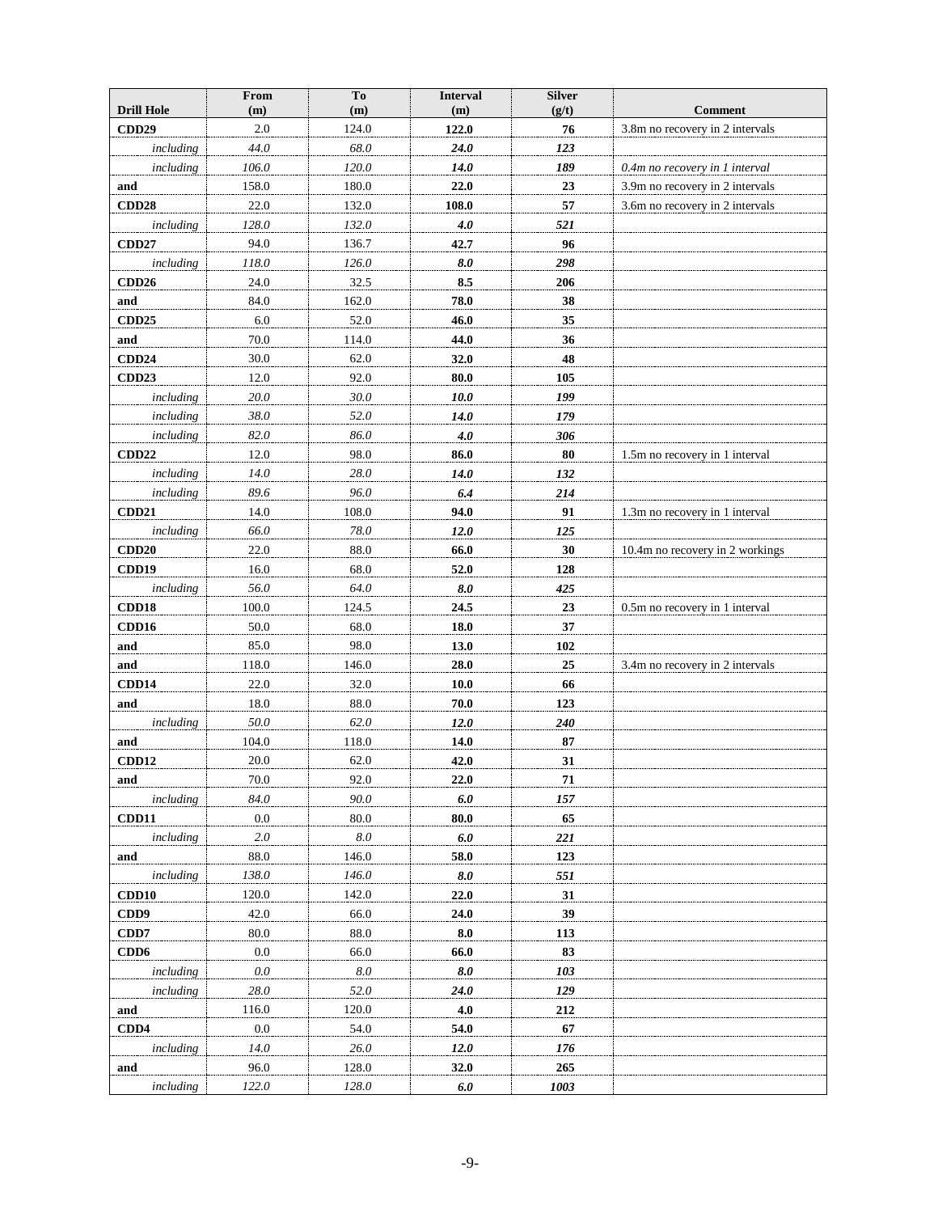| Drill Hole | From (m) | To (m) | Interval (m) | Silver (g/t) | Comment |
|---|---|---|---|---|---|
| **CDD29** | 2.0 | 124.0 | **122.0** | **76** | 3.8m no recovery in 2 intervals |
| *including* | *44.0* | *68.0* | ***24.0*** | ***123*** | |
| *including* | *106.0* | *120.0* | ***14.0*** | ***189*** | *0.4m no recovery in 1 interval* |
| **and** | 158.0 | 180.0 | **22.0** | **23** | 3.9m no recovery in 2 intervals |
| **CDD28** | 22.0 | 132.0 | **108.0** | **57** | 3.6m no recovery in 2 intervals |
| *including* | *128.0* | *132.0* | ***4.0*** | ***521*** | |
| **CDD27** | 94.0 | 136.7 | **42.7** | **96** | |
| *including* | *118.0* | *126.0* | ***8.0*** | ***298*** | |
| **CDD26** | 24.0 | 32.5 | **8.5** | **206** | |
| **and** | 84.0 | 162.0 | **78.0** | **38** | |
| **CDD25** | 6.0 | 52.0 | **46.0** | **35** | |
| **and** | 70.0 | 114.0 | **44.0** | **36** | |
| **CDD24** | 30.0 | 62.0 | **32.0** | **48** | |
| **CDD23** | 12.0 | 92.0 | **80.0** | **105** | |
| *including* | *20.0* | *30.0* | ***10.0*** | ***199*** | |
| *including* | *38.0* | *52.0* | ***14.0*** | ***179*** | |
| *including* | *82.0* | *86.0* | ***4.0*** | ***306*** | |
| **CDD22** | 12.0 | 98.0 | **86.0** | **80** | 1.5m no recovery in 1 interval |
| *including* | *14.0* | *28.0* | ***14.0*** | ***132*** | |
| *including* | *89.6* | *96.0* | ***6.4*** | ***214*** | |
| **CDD21** | 14.0 | 108.0 | **94.0** | **91** | 1.3m no recovery in 1 interval |
| *including* | *66.0* | *78.0* | ***12.0*** | ***125*** | |
| **CDD20** | 22.0 | 88.0 | **66.0** | **30** | 10.4m no recovery in 2 workings |
| **CDD19** | 16.0 | 68.0 | **52.0** | **128** | |
| *including* | *56.0* | *64.0* | ***8.0*** | ***425*** | |
| **CDD18** | 100.0 | 124.5 | **24.5** | **23** | 0.5m no recovery in 1 interval |
| **CDD16** | 50.0 | 68.0 | **18.0** | **37** | |
| **and** | 85.0 | 98.0 | **13.0** | **102** | |
| **and** | 118.0 | 146.0 | **28.0** | **25** | 3.4m no recovery in 2 intervals |
| **CDD14** | 22.0 | 32.0 | **10.0** | **66** | |
| **and** | 18.0 | 88.0 | **70.0** | **123** | |
| *including* | *50.0* | *62.0* | ***12.0*** | ***240*** | |
| **and** | 104.0 | 118.0 | **14.0** | **87** | |
| **CDD12** | 20.0 | 62.0 | **42.0** | **31** | |
| **and** | 70.0 | 92.0 | **22.0** | **71** | |
| *including* | *84.0* | *90.0* | ***6.0*** | ***157*** | |
| **CDD11** | 0.0 | 80.0 | **80.0** | **65** | |
| *including* | *2.0* | *8.0* | ***6.0*** | ***221*** | |
| **and** | 88.0 | 146.0 | **58.0** | **123** | |
| *including* | *138.0* | *146.0* | ***8.0*** | ***551*** | |
| **CDD10** | 120.0 | 142.0 | **22.0** | **31** | |
| **CDD9** | 42.0 | 66.0 | **24.0** | **39** | |
| **CDD7** | 80.0 | 88.0 | **8.0** | **113** | |
| **CDD6** | 0.0 | 66.0 | **66.0** | **83** | |
| *including* | *0.0* | *8.0* | ***8.0*** | ***103*** | |
| *including* | *28.0* | *52.0* | ***24.0*** | ***129*** | |
| **and** | 116.0 | 120.0 | **4.0** | **212** | |
| **CDD4** | 0.0 | 54.0 | **54.0** | **67** | |
| *including* | *14.0* | *26.0* | ***12.0*** | ***176*** | |
| **and** | 96.0 | 128.0 | **32.0** | **265** | |
| *including* | *122.0* | *128.0* | ***6.0*** | ***1003*** | |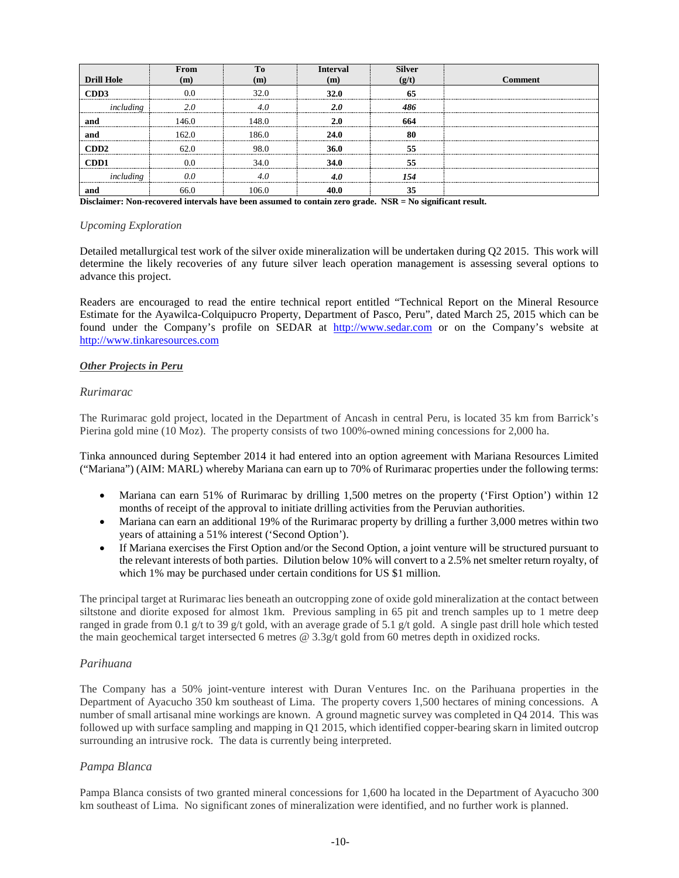| Drill Hole | From (m) | To (m) | Interval (m) | Silver (g/t) | Comment |
|---|---|---|---|---|---|
| **CDD3** | 0.0 | 32.0 | **32.0** | **65** | |
| *including* | *2.0* | *4.0* | ***2.0*** | ***486*** | |
| **and** | 146.0 | 148.0 | **2.0** | **664** | |
| **and** | 162.0 | 186.0 | **24.0** | **80** | |
| **CDD2** | 62.0 | 98.0 | **36.0** | **55** | |
| **CDD1** | 0.0 | 34.0 | **34.0** | **55** | |
| *including* | *0.0* | *4.0* | ***4.0*** | ***154*** | |
| **and** | 66.0 | 106.0 | **40.0** | **35** | |

**Disclaimer: Non-recovered intervals have been assumed to contain zero grade. NSR = No significant result.**

*Upcoming Exploration*

Detailed metallurgical test work of the silver oxide mineralization will be undertaken during Q2 2015. This work will determine the likely recoveries of any future silver leach operation management is assessing several options to advance this project.

Readers are encouraged to read the entire technical report entitled "Technical Report on the Mineral Resource Estimate for the Ayawilca-Colquipucro Property, Department of Pasco, Peru", dated March 25, 2015 which can be found under the Company's profile on SEDAR at http://www.sedar.com or on the Company's website at http://www.tinkaresources.com

***Other Projects in Peru***

*Rurimarac*

The Rurimarac gold project, located in the Department of Ancash in central Peru, is located 35 km from Barrick's Pierina gold mine (10 Moz). The property consists of two 100%-owned mining concessions for 2,000 ha.

Tinka announced during September 2014 it had entered into an option agreement with Mariana Resources Limited ("Mariana") (AIM: MARL) whereby Mariana can earn up to 70% of Rurimarac properties under the following terms:

- Mariana can earn 51% of Rurimarac by drilling 1,500 metres on the property ('First Option') within 12 months of receipt of the approval to initiate drilling activities from the Peruvian authorities.
- Mariana can earn an additional 19% of the Rurimarac property by drilling a further 3,000 metres within two years of attaining a 51% interest ('Second Option').
- If Mariana exercises the First Option and/or the Second Option, a joint venture will be structured pursuant to the relevant interests of both parties. Dilution below 10% will convert to a 2.5% net smelter return royalty, of which 1% may be purchased under certain conditions for US $1 million.

The principal target at Rurimarac lies beneath an outcropping zone of oxide gold mineralization at the contact between siltstone and diorite exposed for almost 1km. Previous sampling in 65 pit and trench samples up to 1 metre deep ranged in grade from 0.1 g/t to 39 g/t gold, with an average grade of 5.1 g/t gold. A single past drill hole which tested the main geochemical target intersected 6 metres @ 3.3g/t gold from 60 metres depth in oxidized rocks.

*Parihuana*

The Company has a 50% joint-venture interest with Duran Ventures Inc. on the Parihuana properties in the Department of Ayacucho 350 km southeast of Lima. The property covers 1,500 hectares of mining concessions. A number of small artisanal mine workings are known. A ground magnetic survey was completed in Q4 2014. This was followed up with surface sampling and mapping in Q1 2015, which identified copper-bearing skarn in limited outcrop surrounding an intrusive rock. The data is currently being interpreted.

*Pampa Blanca*

Pampa Blanca consists of two granted mineral concessions for 1,600 ha located in the Department of Ayacucho 300 km southeast of Lima. No significant zones of mineralization were identified, and no further work is planned.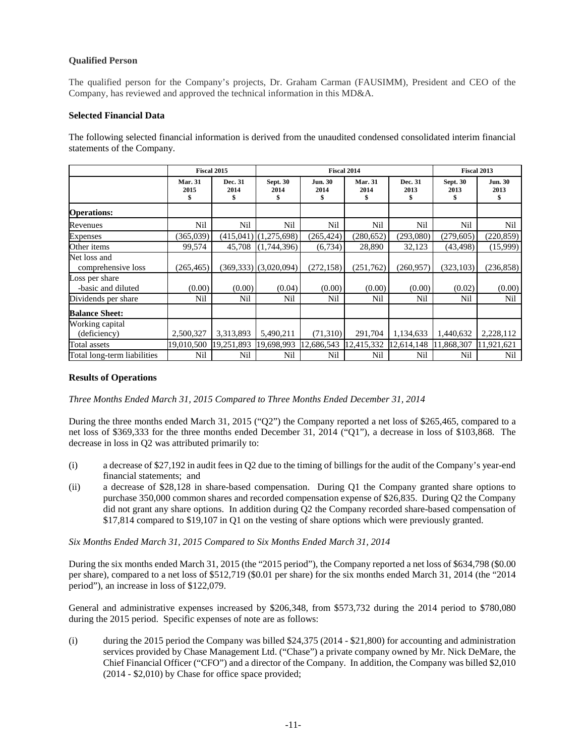### Qualified Person

The qualified person for the Company's projects, Dr. Graham Carman (FAUSIMM), President and CEO of the Company, has reviewed and approved the technical information in this MD&A.

### Selected Financial Data

The following selected financial information is derived from the unaudited condensed consolidated interim financial statements of the Company.

| | Fiscal 2015 | | Fiscal 2014 | | | | Fiscal 2013 | |
|---|---|---|---|---|---|---|---|---|
| | Mar. 31 2015 $ | Dec. 31 2014 $ | Sept. 30 2014 $ | Jun. 30 2014 $ | Mar. 31 2014 $ | Dec. 31 2013 $ | Sept. 30 2013 $ | Jun. 30 2013 $ |
| **Operations:** | | | | | | | | |
| Revenues | Nil | Nil | Nil | Nil | Nil | Nil | Nil | Nil |
| Expenses | (365,039) | (415,041) | (1,275,698) | (265,424) | (280,652) | (293,080) | (279,605) | (220,859) |
| Other items | 99,574 | 45,708 | (1,744,396) | (6,734) | 28,890 | 32,123 | (43,498) | (15,999) |
| Net loss and comprehensive loss | (265,465) | (369,333) | (3,020,094) | (272,158) | (251,762) | (260,957) | (323,103) | (236,858) |
| Loss per share -basic and diluted | (0.00) | (0.00) | (0.04) | (0.00) | (0.00) | (0.00) | (0.02) | (0.00) |
| Dividends per share | Nil | Nil | Nil | Nil | Nil | Nil | Nil | Nil |
| **Balance Sheet:** | | | | | | | | |
| Working capital (deficiency) | 2,500,327 | 3,313,893 | 5,490,211 | (71,310) | 291,704 | 1,134,633 | 1,440,632 | 2,228,112 |
| Total assets | 19,010,500 | 19,251,893 | 19,698,993 | 12,686,543 | 12,415,332 | 12,614,148 | 11,868,307 | 11,921,621 |
| Total long-term liabilities | Nil | Nil | Nil | Nil | Nil | Nil | Nil | Nil |

### Results of Operations

*Three Months Ended March 31, 2015 Compared to Three Months Ended December 31, 2014*

During the three months ended March 31, 2015 ("Q2") the Company reported a net loss of $265,465, compared to a net loss of $369,333 for the three months ended December 31, 2014 ("Q1"), a decrease in loss of $103,868. The decrease in loss in Q2 was attributed primarily to:

(i) a decrease of $27,192 in audit fees in Q2 due to the timing of billings for the audit of the Company's year-end financial statements; and

(ii) a decrease of $28,128 in share-based compensation. During Q1 the Company granted share options to purchase 350,000 common shares and recorded compensation expense of $26,835. During Q2 the Company did not grant any share options. In addition during Q2 the Company recorded share-based compensation of $17,814 compared to $19,107 in Q1 on the vesting of share options which were previously granted.

*Six Months Ended March 31, 2015 Compared to Six Months Ended March 31, 2014*

During the six months ended March 31, 2015 (the "2015 period"), the Company reported a net loss of $634,798 ($0.00 per share), compared to a net loss of $512,719 ($0.01 per share) for the six months ended March 31, 2014 (the "2014 period"), an increase in loss of $122,079.

General and administrative expenses increased by $206,348, from $573,732 during the 2014 period to $780,080 during the 2015 period. Specific expenses of note are as follows:

(i) during the 2015 period the Company was billed $24,375 (2014 - $21,800) for accounting and administration services provided by Chase Management Ltd. ("Chase") a private company owned by Mr. Nick DeMare, the Chief Financial Officer ("CFO") and a director of the Company. In addition, the Company was billed $2,010 (2014 - $2,010) by Chase for office space provided;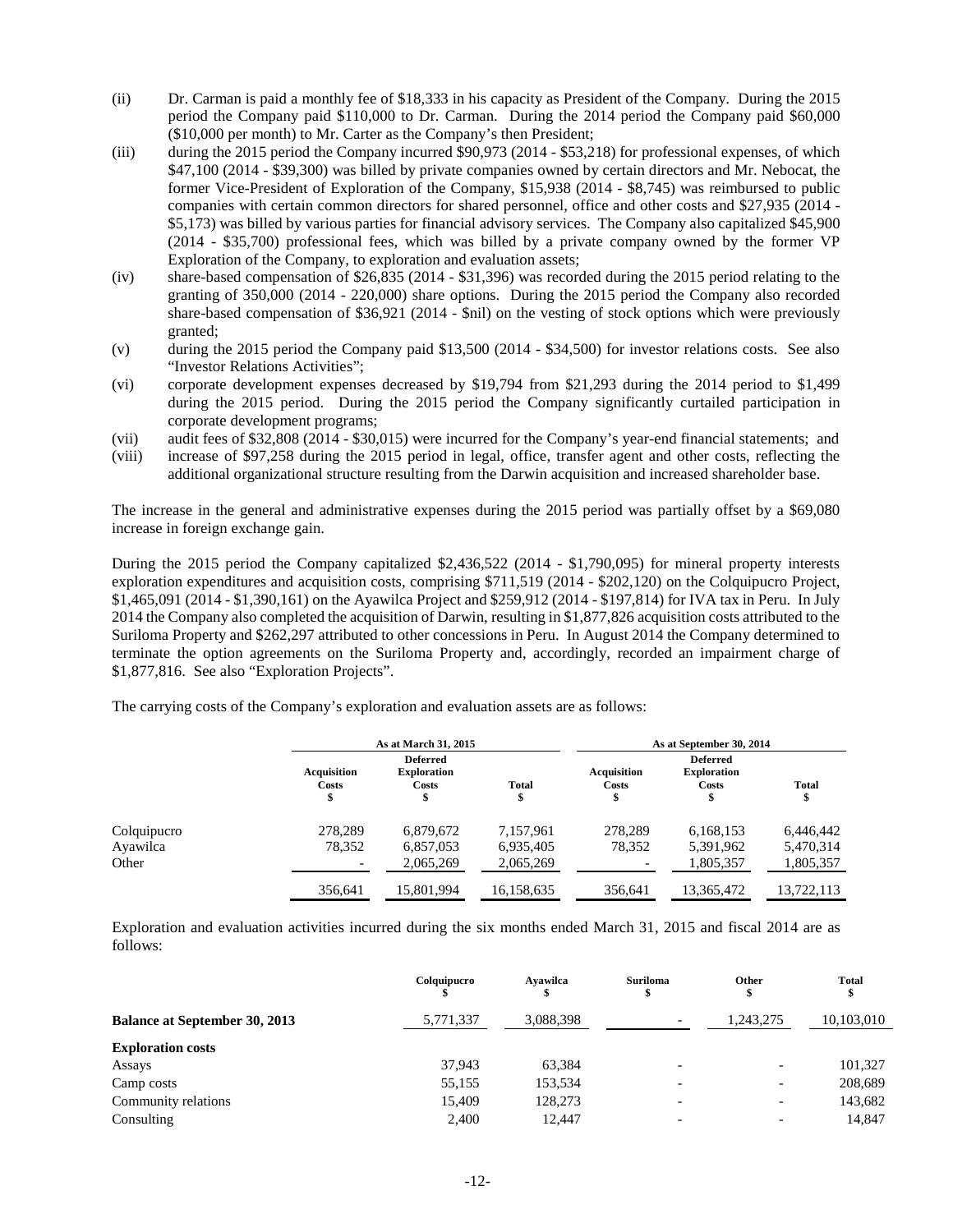(ii) Dr. Carman is paid a monthly fee of $18,333 in his capacity as President of the Company. During the 2015 period the Company paid $110,000 to Dr. Carman. During the 2014 period the Company paid $60,000 ($10,000 per month) to Mr. Carter as the Company's then President;

(iii) during the 2015 period the Company incurred $90,973 (2014 - $53,218) for professional expenses, of which $47,100 (2014 - $39,300) was billed by private companies owned by certain directors and Mr. Nebocat, the former Vice-President of Exploration of the Company, $15,938 (2014 - $8,745) was reimbursed to public companies with certain common directors for shared personnel, office and other costs and $27,935 (2014 - $5,173) was billed by various parties for financial advisory services. The Company also capitalized $45,900 (2014 - $35,700) professional fees, which was billed by a private company owned by the former VP Exploration of the Company, to exploration and evaluation assets;

(iv) share-based compensation of $26,835 (2014 - $31,396) was recorded during the 2015 period relating to the granting of 350,000 (2014 - 220,000) share options. During the 2015 period the Company also recorded share-based compensation of $36,921 (2014 - $nil) on the vesting of stock options which were previously granted;

(v) during the 2015 period the Company paid $13,500 (2014 - $34,500) for investor relations costs. See also "Investor Relations Activities";

(vi) corporate development expenses decreased by $19,794 from $21,293 during the 2014 period to $1,499 during the 2015 period. During the 2015 period the Company significantly curtailed participation in corporate development programs;

(vii) audit fees of $32,808 (2014 - $30,015) were incurred for the Company's year-end financial statements; and

(viii) increase of $97,258 during the 2015 period in legal, office, transfer agent and other costs, reflecting the additional organizational structure resulting from the Darwin acquisition and increased shareholder base.

The increase in the general and administrative expenses during the 2015 period was partially offset by a $69,080 increase in foreign exchange gain.

During the 2015 period the Company capitalized $2,436,522 (2014 - $1,790,095) for mineral property interests exploration expenditures and acquisition costs, comprising $711,519 (2014 - $202,120) on the Colquipucro Project, $1,465,091 (2014 - $1,390,161) on the Ayawilca Project and $259,912 (2014 - $197,814) for IVA tax in Peru. In July 2014 the Company also completed the acquisition of Darwin, resulting in $1,877,826 acquisition costs attributed to the Suriloma Property and $262,297 attributed to other concessions in Peru. In August 2014 the Company determined to terminate the option agreements on the Suriloma Property and, accordingly, recorded an impairment charge of $1,877,816. See also "Exploration Projects".

The carrying costs of the Company's exploration and evaluation assets are as follows:

| | As at March 31, 2015 | | | As at September 30, 2014 | | |
|---|---|---|---|---|---|---|
| | Acquisition Costs $ | Deferred Exploration Costs $ | Total $ | Acquisition Costs $ | Deferred Exploration Costs $ | Total $ |
| Colquipucro | 278,289 | 6,879,672 | 7,157,961 | 278,289 | 6,168,153 | 6,446,442 |
| Ayawilca | 78,352 | 6,857,053 | 6,935,405 | 78,352 | 5,391,962 | 5,470,314 |
| Other | - | 2,065,269 | 2,065,269 | - | 1,805,357 | 1,805,357 |
| | 356,641 | 15,801,994 | 16,158,635 | 356,641 | 13,365,472 | 13,722,113 |

Exploration and evaluation activities incurred during the six months ended March 31, 2015 and fiscal 2014 are as follows:

| | Colquipucro $ | Ayawilca $ | Suriloma $ | Other $ | Total $ |
|---|---|---|---|---|---|
| **Balance at September 30, 2013** | 5,771,337 | 3,088,398 | - | 1,243,275 | 10,103,010 |
| **Exploration costs** | | | | | |
| Assays | 37,943 | 63,384 | - | - | 101,327 |
| Camp costs | 55,155 | 153,534 | - | - | 208,689 |
| Community relations | 15,409 | 128,273 | - | - | 143,682 |
| Consulting | 2,400 | 12,447 | - | - | 14,847 |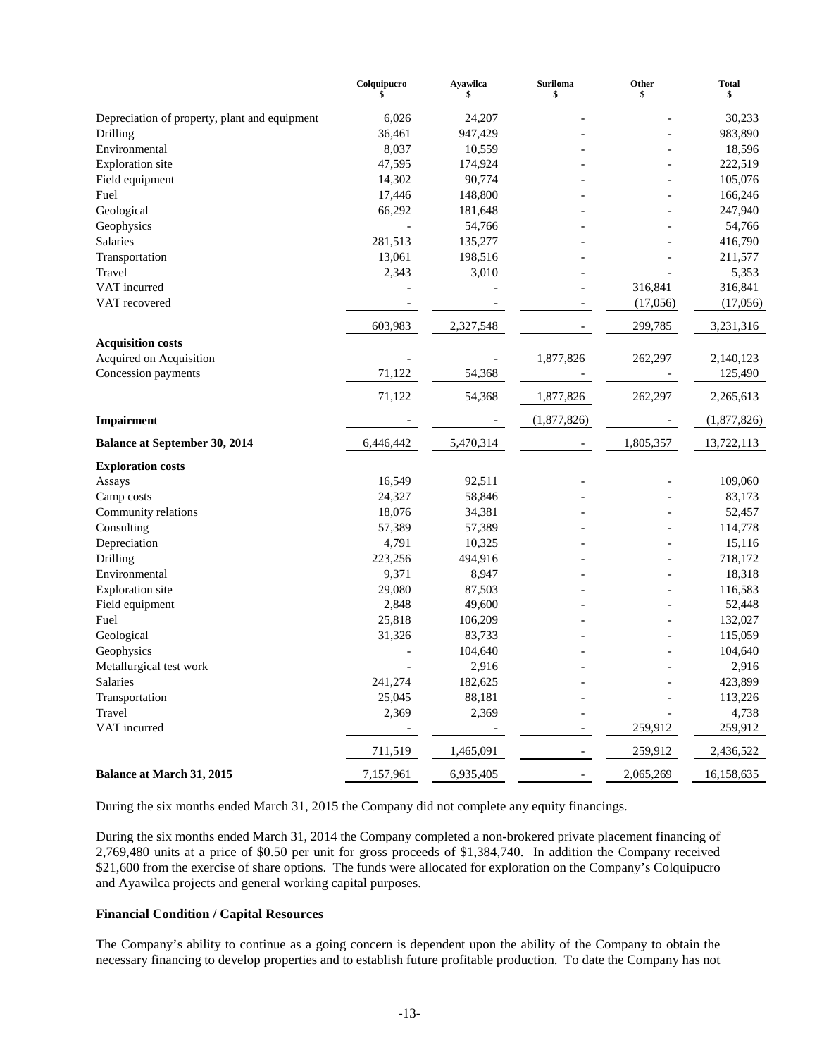| | Colquipucro $ | Ayawilca $ | Suriloma $ | Other $ | Total $ |
|---|---|---|---|---|---|
| Depreciation of property, plant and equipment | 6,026 | 24,207 | - | - | 30,233 |
| Drilling | 36,461 | 947,429 | - | - | 983,890 |
| Environmental | 8,037 | 10,559 | - | - | 18,596 |
| Exploration site | 47,595 | 174,924 | - | - | 222,519 |
| Field equipment | 14,302 | 90,774 | - | - | 105,076 |
| Fuel | 17,446 | 148,800 | - | - | 166,246 |
| Geological | 66,292 | 181,648 | - | - | 247,940 |
| Geophysics | - | 54,766 | - | - | 54,766 |
| Salaries | 281,513 | 135,277 | - | - | 416,790 |
| Transportation | 13,061 | 198,516 | - | - | 211,577 |
| Travel | 2,343 | 3,010 | - | - | 5,353 |
| VAT incurred | - | - | - | 316,841 | 316,841 |
| VAT recovered | - | - | - | (17,056) | (17,056) |
| | 603,983 | 2,327,548 | - | 299,785 | 3,231,316 |
| **Acquisition costs** | | | | | |
| Acquired on Acquisition | - | - | 1,877,826 | 262,297 | 2,140,123 |
| Concession payments | 71,122 | 54,368 | - | - | 125,490 |
| | 71,122 | 54,368 | 1,877,826 | 262,297 | 2,265,613 |
| **Impairment** | - | - | (1,877,826) | - | (1,877,826) |
| **Balance at September 30, 2014** | 6,446,442 | 5,470,314 | - | 1,805,357 | 13,722,113 |
| **Exploration costs** | | | | | |
| Assays | 16,549 | 92,511 | - | - | 109,060 |
| Camp costs | 24,327 | 58,846 | - | - | 83,173 |
| Community relations | 18,076 | 34,381 | - | - | 52,457 |
| Consulting | 57,389 | 57,389 | - | - | 114,778 |
| Depreciation | 4,791 | 10,325 | - | - | 15,116 |
| Drilling | 223,256 | 494,916 | - | - | 718,172 |
| Environmental | 9,371 | 8,947 | - | - | 18,318 |
| Exploration site | 29,080 | 87,503 | - | - | 116,583 |
| Field equipment | 2,848 | 49,600 | - | - | 52,448 |
| Fuel | 25,818 | 106,209 | - | - | 132,027 |
| Geological | 31,326 | 83,733 | - | - | 115,059 |
| Geophysics | - | 104,640 | - | - | 104,640 |
| Metallurgical test work | - | 2,916 | - | - | 2,916 |
| Salaries | 241,274 | 182,625 | - | - | 423,899 |
| Transportation | 25,045 | 88,181 | - | - | 113,226 |
| Travel | 2,369 | 2,369 | - | - | 4,738 |
| VAT incurred | - | - | - | 259,912 | 259,912 |
| | 711,519 | 1,465,091 | - | 259,912 | 2,436,522 |
| **Balance at March 31, 2015** | 7,157,961 | 6,935,405 | - | 2,065,269 | 16,158,635 |

During the six months ended March 31, 2015 the Company did not complete any equity financings.

During the six months ended March 31, 2014 the Company completed a non-brokered private placement financing of 2,769,480 units at a price of $0.50 per unit for gross proceeds of $1,384,740. In addition the Company received $21,600 from the exercise of share options. The funds were allocated for exploration on the Company's Colquipucro and Ayawilca projects and general working capital purposes.

### Financial Condition / Capital Resources

The Company's ability to continue as a going concern is dependent upon the ability of the Company to obtain the necessary financing to develop properties and to establish future profitable production. To date the Company has not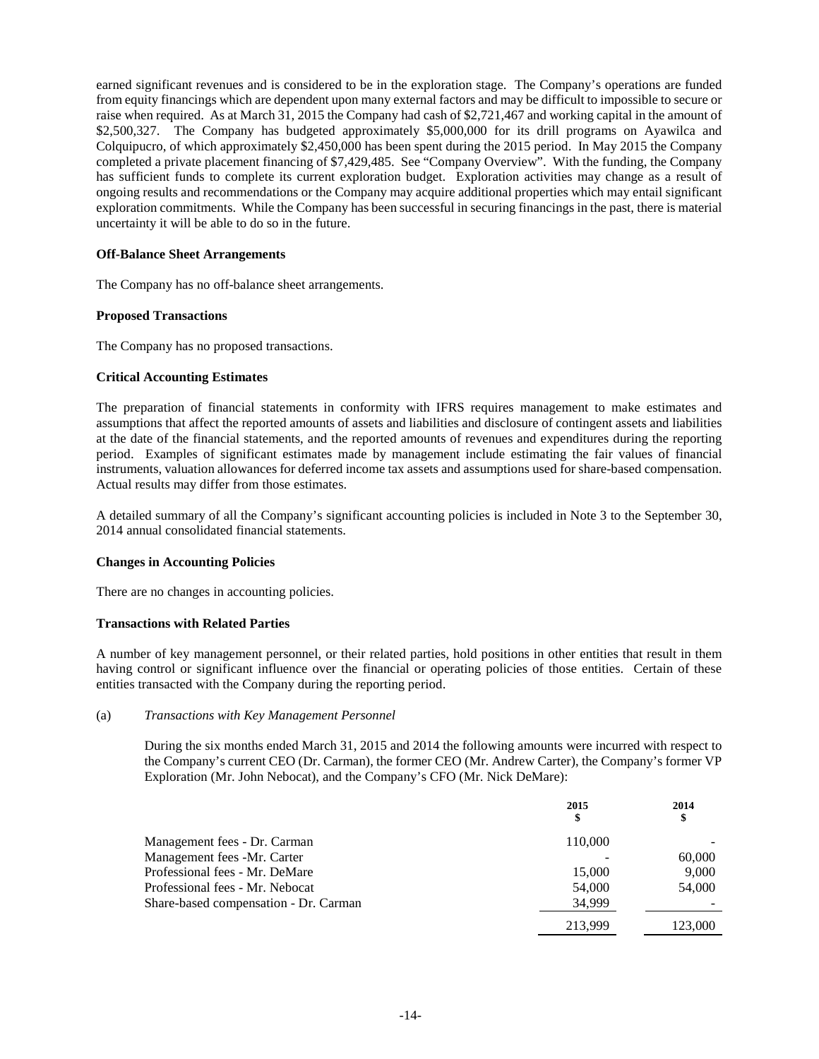earned significant revenues and is considered to be in the exploration stage. The Company's operations are funded from equity financings which are dependent upon many external factors and may be difficult to impossible to secure or raise when required. As at March 31, 2015 the Company had cash of $2,721,467 and working capital in the amount of $2,500,327. The Company has budgeted approximately $5,000,000 for its drill programs on Ayawilca and Colquipucro, of which approximately $2,450,000 has been spent during the 2015 period. In May 2015 the Company completed a private placement financing of $7,429,485. See "Company Overview". With the funding, the Company has sufficient funds to complete its current exploration budget. Exploration activities may change as a result of ongoing results and recommendations or the Company may acquire additional properties which may entail significant exploration commitments. While the Company has been successful in securing financings in the past, there is material uncertainty it will be able to do so in the future.

**Off-Balance Sheet Arrangements**

The Company has no off-balance sheet arrangements.

**Proposed Transactions**

The Company has no proposed transactions.

**Critical Accounting Estimates**

The preparation of financial statements in conformity with IFRS requires management to make estimates and assumptions that affect the reported amounts of assets and liabilities and disclosure of contingent assets and liabilities at the date of the financial statements, and the reported amounts of revenues and expenditures during the reporting period. Examples of significant estimates made by management include estimating the fair values of financial instruments, valuation allowances for deferred income tax assets and assumptions used for share-based compensation. Actual results may differ from those estimates.

A detailed summary of all the Company's significant accounting policies is included in Note 3 to the September 30, 2014 annual consolidated financial statements.

**Changes in Accounting Policies**

There are no changes in accounting policies.

**Transactions with Related Parties**

A number of key management personnel, or their related parties, hold positions in other entities that result in them having control or significant influence over the financial or operating policies of those entities. Certain of these entities transacted with the Company during the reporting period.

(a) *Transactions with Key Management Personnel*

During the six months ended March 31, 2015 and 2014 the following amounts were incurred with respect to the Company's current CEO (Dr. Carman), the former CEO (Mr. Andrew Carter), the Company's former VP Exploration (Mr. John Nebocat), and the Company's CFO (Mr. Nick DeMare):

| | 2015<br>$ | 2014<br>$ |
|---|---|---|
| Management fees - Dr. Carman | 110,000 | - |
| Management fees -Mr. Carter | - | 60,000 |
| Professional fees - Mr. DeMare | 15,000 | 9,000 |
| Professional fees - Mr. Nebocat | 54,000 | 54,000 |
| Share-based compensation - Dr. Carman | 34,999 | - |
| | 213,999 | 123,000 |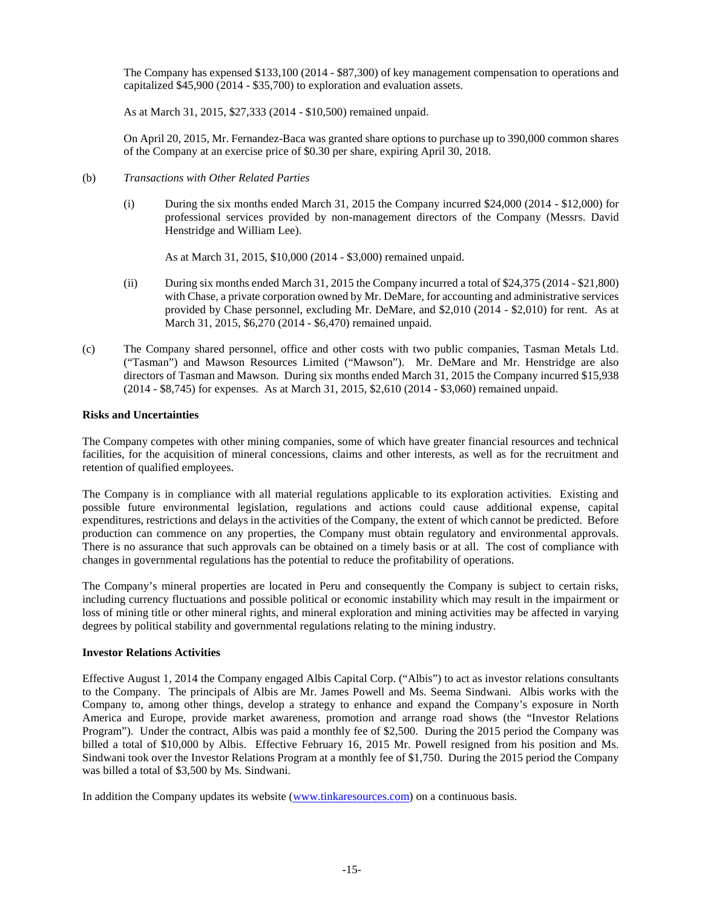The Company has expensed $133,100 (2014 - $87,300) of key management compensation to operations and capitalized $45,900 (2014 - $35,700) to exploration and evaluation assets.

As at March 31, 2015, $27,333 (2014 - $10,500) remained unpaid.

On April 20, 2015, Mr. Fernandez-Baca was granted share options to purchase up to 390,000 common shares of the Company at an exercise price of $0.30 per share, expiring April 30, 2018.

(b) *Transactions with Other Related Parties*

(i) During the six months ended March 31, 2015 the Company incurred $24,000 (2014 - $12,000) for professional services provided by non-management directors of the Company (Messrs. David Henstridge and William Lee).

As at March 31, 2015, $10,000 (2014 - $3,000) remained unpaid.

(ii) During six months ended March 31, 2015 the Company incurred a total of $24,375 (2014 - $21,800) with Chase, a private corporation owned by Mr. DeMare, for accounting and administrative services provided by Chase personnel, excluding Mr. DeMare, and $2,010 (2014 - $2,010) for rent. As at March 31, 2015, $6,270 (2014 - $6,470) remained unpaid.

(c) The Company shared personnel, office and other costs with two public companies, Tasman Metals Ltd. ("Tasman") and Mawson Resources Limited ("Mawson"). Mr. DeMare and Mr. Henstridge are also directors of Tasman and Mawson. During six months ended March 31, 2015 the Company incurred $15,938 (2014 - $8,745) for expenses. As at March 31, 2015, $2,610 (2014 - $3,060) remained unpaid.

**Risks and Uncertainties**

The Company competes with other mining companies, some of which have greater financial resources and technical facilities, for the acquisition of mineral concessions, claims and other interests, as well as for the recruitment and retention of qualified employees.

The Company is in compliance with all material regulations applicable to its exploration activities. Existing and possible future environmental legislation, regulations and actions could cause additional expense, capital expenditures, restrictions and delays in the activities of the Company, the extent of which cannot be predicted. Before production can commence on any properties, the Company must obtain regulatory and environmental approvals. There is no assurance that such approvals can be obtained on a timely basis or at all. The cost of compliance with changes in governmental regulations has the potential to reduce the profitability of operations.

The Company's mineral properties are located in Peru and consequently the Company is subject to certain risks, including currency fluctuations and possible political or economic instability which may result in the impairment or loss of mining title or other mineral rights, and mineral exploration and mining activities may be affected in varying degrees by political stability and governmental regulations relating to the mining industry.

**Investor Relations Activities**

Effective August 1, 2014 the Company engaged Albis Capital Corp. ("Albis") to act as investor relations consultants to the Company. The principals of Albis are Mr. James Powell and Ms. Seema Sindwani. Albis works with the Company to, among other things, develop a strategy to enhance and expand the Company's exposure in North America and Europe, provide market awareness, promotion and arrange road shows (the "Investor Relations Program"). Under the contract, Albis was paid a monthly fee of $2,500. During the 2015 period the Company was billed a total of $10,000 by Albis. Effective February 16, 2015 Mr. Powell resigned from his position and Ms. Sindwani took over the Investor Relations Program at a monthly fee of $1,750. During the 2015 period the Company was billed a total of $3,500 by Ms. Sindwani.

In addition the Company updates its website (www.tinkaresources.com) on a continuous basis.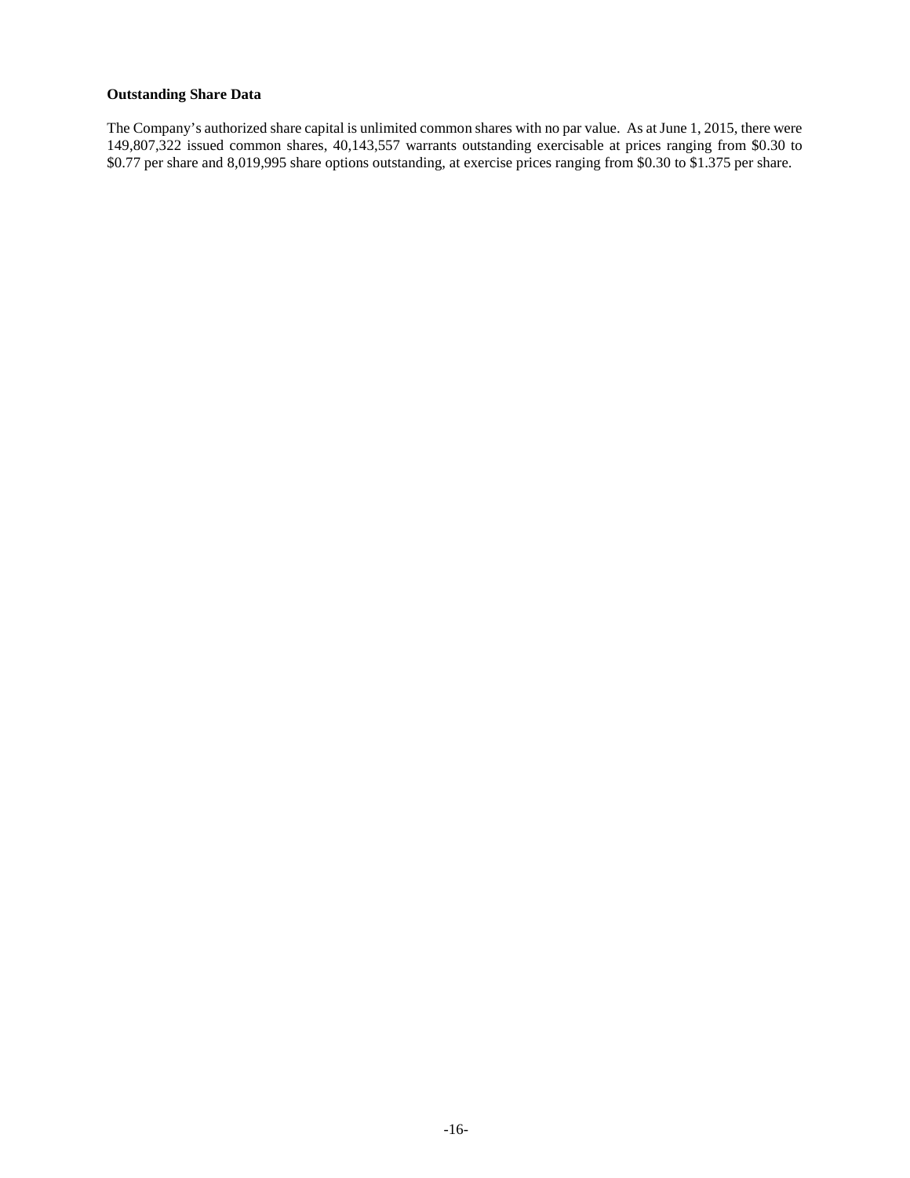**Outstanding Share Data**

The Company's authorized share capital is unlimited common shares with no par value. As at June 1, 2015, there were 149,807,322 issued common shares, 40,143,557 warrants outstanding exercisable at prices ranging from $0.30 to $0.77 per share and 8,019,995 share options outstanding, at exercise prices ranging from $0.30 to $1.375 per share.